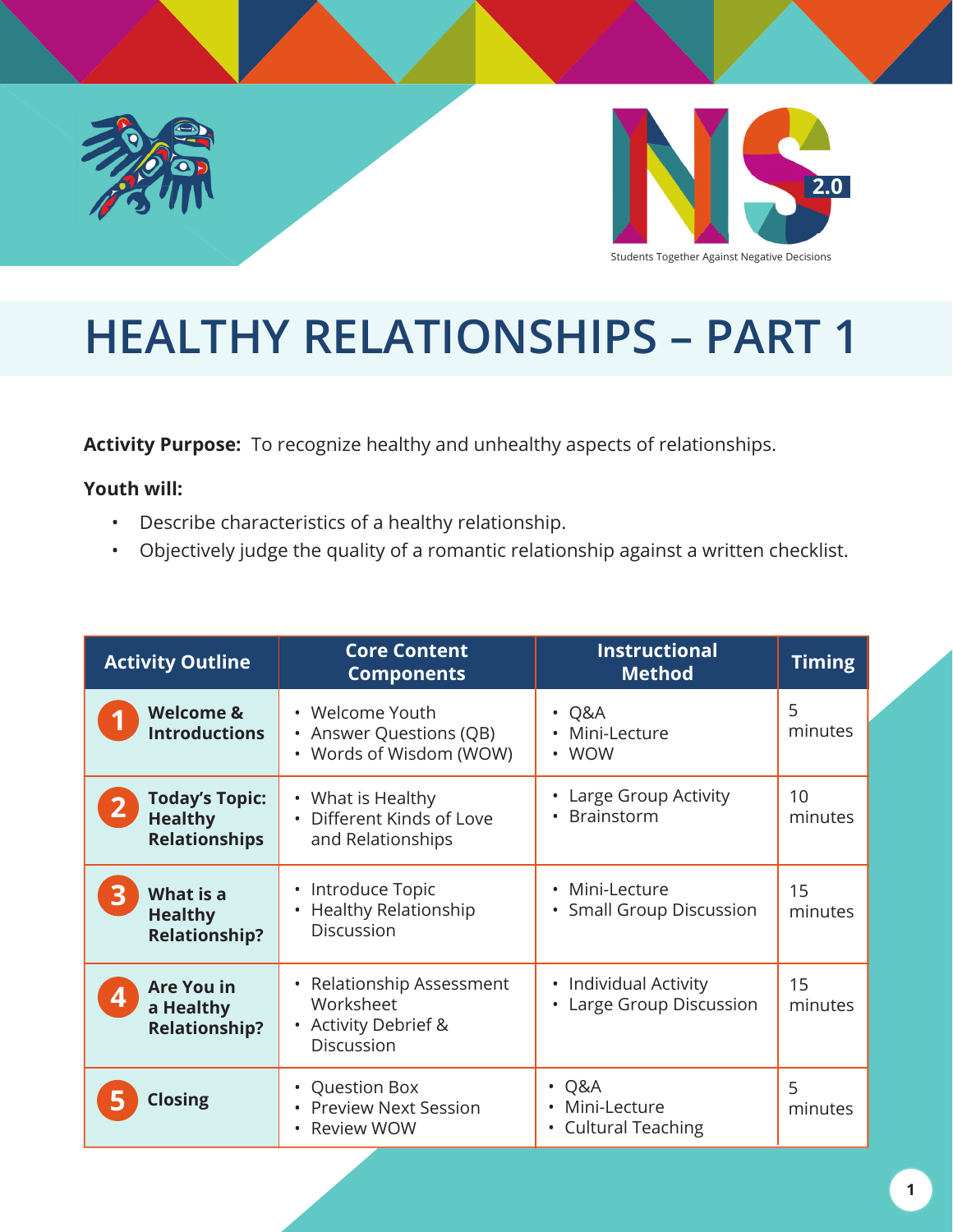Students Together Against Negative Decisions

# HEALTHY RELATIONSHIPS – PART 1

**Activity Purpose:** To recognize healthy and unhealthy aspects of relationships.

**Youth will:**

- Describe characteristics of a healthy relationship.
- Objectively judge the quality of a romantic relationship against a written checklist.

| Activity Outline | Core Content Components | Instructional Method | Timing |
|---|---|---|---|
| 1 **Welcome & Introductions** | • Welcome Youth<br>• Answer Questions (QB)<br>• Words of Wisdom (WOW) | • Q&A<br>• Mini-Lecture<br>• WOW | 5 minutes |
| 2 **Today's Topic: Healthy Relationships** | • What is Healthy<br>• Different Kinds of Love and Relationships | • Large Group Activity<br>• Brainstorm | 10 minutes |
| 3 **What is a Healthy Relationship?** | • Introduce Topic<br>• Healthy Relationship Discussion | • Mini-Lecture<br>• Small Group Discussion | 15 minutes |
| 4 **Are You in a Healthy Relationship?** | • Relationship Assessment Worksheet<br>• Activity Debrief & Discussion | • Individual Activity<br>• Large Group Discussion | 15 minutes |
| 5 **Closing** | • Question Box<br>• Preview Next Session<br>• Review WOW | • Q&A<br>• Mini-Lecture<br>• Cultural Teaching | 5 minutes |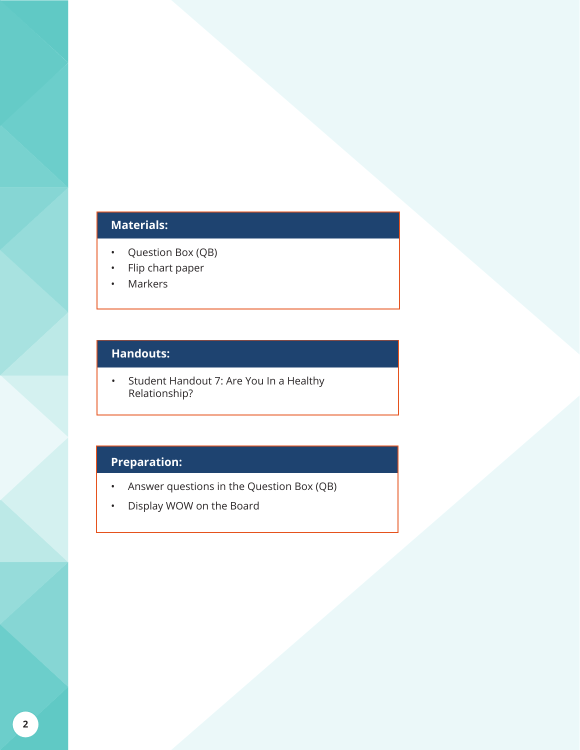## Materials:

- Question Box (QB)
- Flip chart paper
- Markers

## Handouts:

- Student Handout 7: Are You In a Healthy Relationship?

## Preparation:

- Answer questions in the Question Box (QB)
- Display WOW on the Board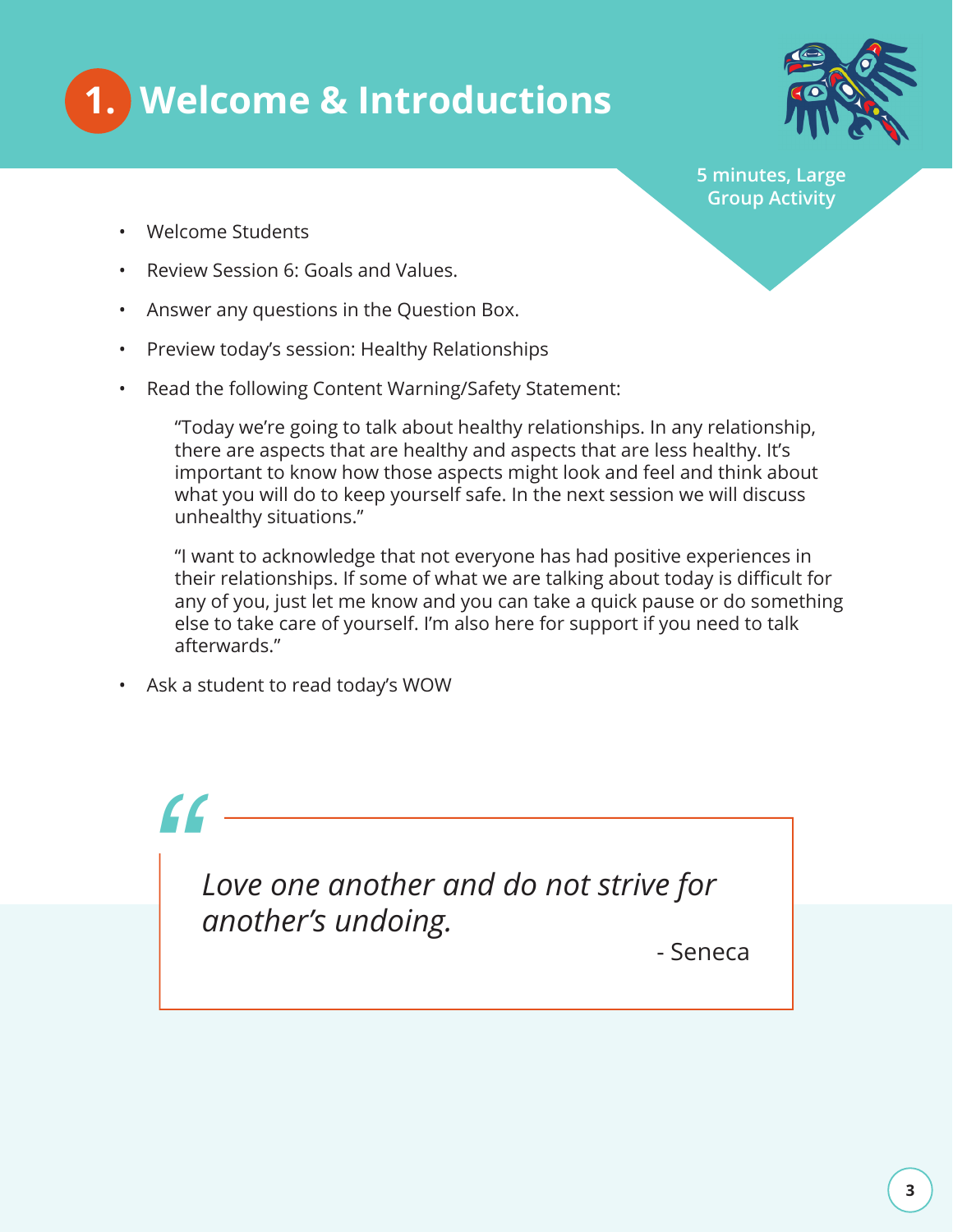# 1. Welcome & Introductions

**5 minutes, Large Group Activity**

- Welcome Students
- Review Session 6: Goals and Values.
- Answer any questions in the Question Box.
- Preview today's session: Healthy Relationships
- Read the following Content Warning/Safety Statement:

  "Today we're going to talk about healthy relationships. In any relationship, there are aspects that are healthy and aspects that are less healthy. It's important to know how those aspects might look and feel and think about what you will do to keep yourself safe. In the next session we will discuss unhealthy situations."

  "I want to acknowledge that not everyone has had positive experiences in their relationships. If some of what we are talking about today is difficult for any of you, just let me know and you can take a quick pause or do something else to take care of yourself. I'm also here for support if you need to talk afterwards."

- Ask a student to read today's WOW

> *Love one another and do not strive for another's undoing.*
>
> - Seneca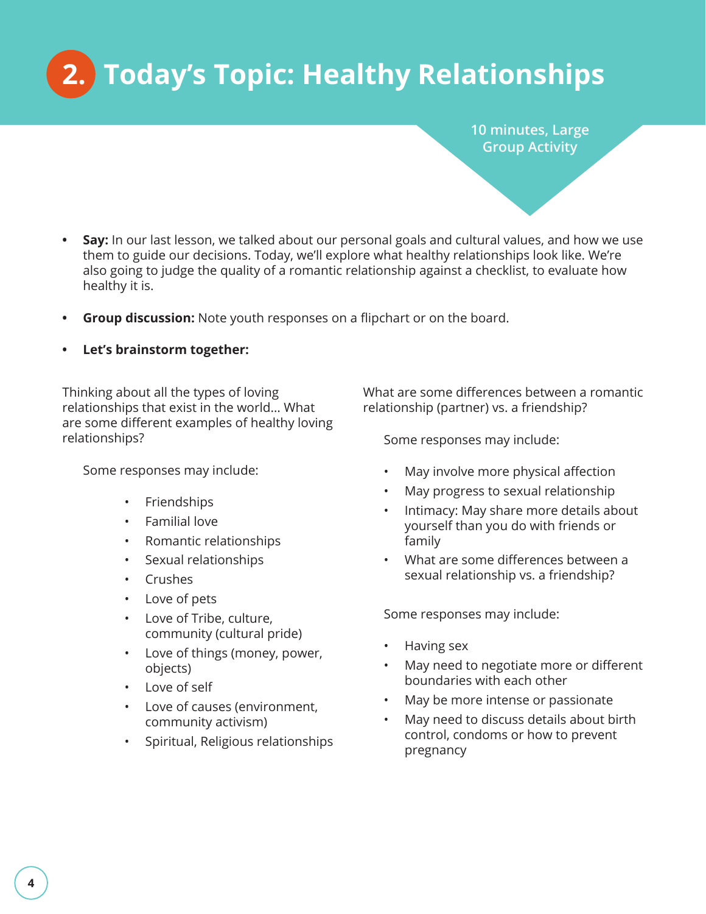# 2. Today's Topic: Healthy Relationships

10 minutes, Large Group Activity

- **Say:** In our last lesson, we talked about our personal goals and cultural values, and how we use them to guide our decisions. Today, we'll explore what healthy relationships look like. We're also going to judge the quality of a romantic relationship against a checklist, to evaluate how healthy it is.

- **Group discussion:** Note youth responses on a flipchart or on the board.

- **Let's brainstorm together:**

Thinking about all the types of loving relationships that exist in the world... What are some different examples of healthy loving relationships?

Some responses may include:

- Friendships
- Familial love
- Romantic relationships
- Sexual relationships
- Crushes
- Love of pets
- Love of Tribe, culture, community (cultural pride)
- Love of things (money, power, objects)
- Love of self
- Love of causes (environment, community activism)
- Spiritual, Religious relationships

What are some differences between a romantic relationship (partner) vs. a friendship?

Some responses may include:

- May involve more physical affection
- May progress to sexual relationship
- Intimacy: May share more details about yourself than you do with friends or family
- What are some differences between a sexual relationship vs. a friendship?

Some responses may include:

- Having sex
- May need to negotiate more or different boundaries with each other
- May be more intense or passionate
- May need to discuss details about birth control, condoms or how to prevent pregnancy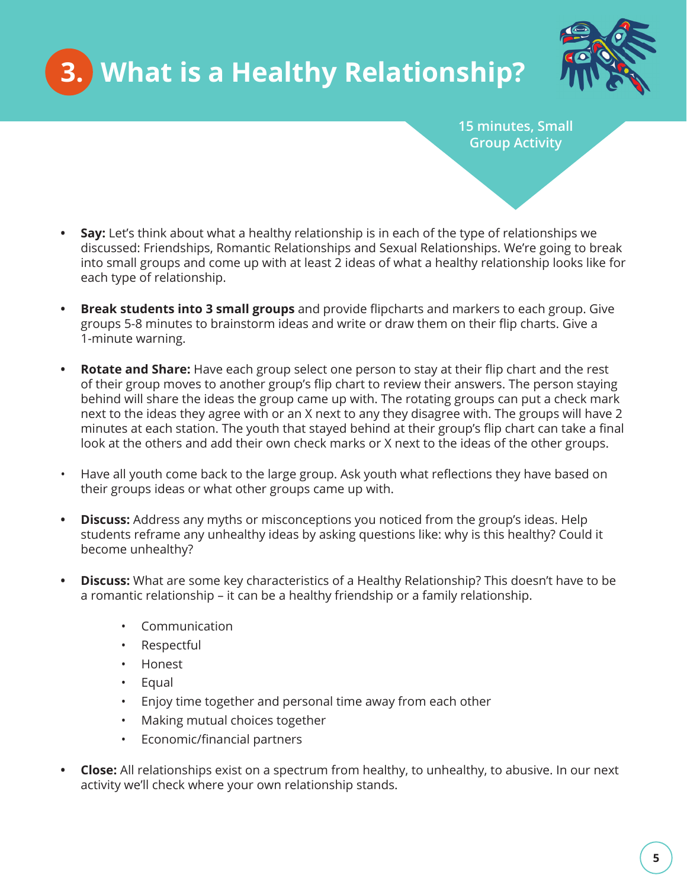# 3. What is a Healthy Relationship?

15 minutes, Small Group Activity

- **Say:** Let's think about what a healthy relationship is in each of the type of relationships we discussed: Friendships, Romantic Relationships and Sexual Relationships. We're going to break into small groups and come up with at least 2 ideas of what a healthy relationship looks like for each type of relationship.

- **Break students into 3 small groups** and provide flipcharts and markers to each group. Give groups 5-8 minutes to brainstorm ideas and write or draw them on their flip charts. Give a 1-minute warning.

- **Rotate and Share:** Have each group select one person to stay at their flip chart and the rest of their group moves to another group's flip chart to review their answers. The person staying behind will share the ideas the group came up with. The rotating groups can put a check mark next to the ideas they agree with or an X next to any they disagree with. The groups will have 2 minutes at each station. The youth that stayed behind at their group's flip chart can take a final look at the others and add their own check marks or X next to the ideas of the other groups.

- Have all youth come back to the large group. Ask youth what reflections they have based on their groups ideas or what other groups came up with.

- **Discuss:** Address any myths or misconceptions you noticed from the group's ideas. Help students reframe any unhealthy ideas by asking questions like: why is this healthy? Could it become unhealthy?

- **Discuss:** What are some key characteristics of a Healthy Relationship? This doesn't have to be a romantic relationship – it can be a healthy friendship or a family relationship.

    - Communication
    - Respectful
    - Honest
    - Equal
    - Enjoy time together and personal time away from each other
    - Making mutual choices together
    - Economic/financial partners

- **Close:** All relationships exist on a spectrum from healthy, to unhealthy, to abusive. In our next activity we'll check where your own relationship stands.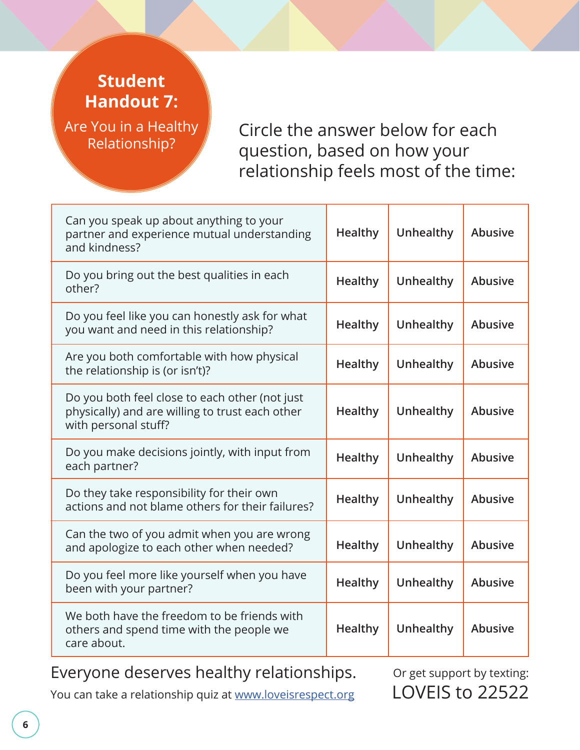# Student Handout 7: Are You in a Healthy Relationship?

Circle the answer below for each question, based on how your relationship feels most of the time:

| Question | | | |
|---|---|---|---|
| Can you speak up about anything to your partner and experience mutual understanding and kindness? | Healthy | Unhealthy | Abusive |
| Do you bring out the best qualities in each other? | Healthy | Unhealthy | Abusive |
| Do you feel like you can honestly ask for what you want and need in this relationship? | Healthy | Unhealthy | Abusive |
| Are you both comfortable with how physical the relationship is (or isn't)? | Healthy | Unhealthy | Abusive |
| Do you both feel close to each other (not just physically) and are willing to trust each other with personal stuff? | Healthy | Unhealthy | Abusive |
| Do you make decisions jointly, with input from each partner? | Healthy | Unhealthy | Abusive |
| Do they take responsibility for their own actions and not blame others for their failures? | Healthy | Unhealthy | Abusive |
| Can the two of you admit when you are wrong and apologize to each other when needed? | Healthy | Unhealthy | Abusive |
| Do you feel more like yourself when you have been with your partner? | Healthy | Unhealthy | Abusive |
| We both have the freedom to be friends with others and spend time with the people we care about. | Healthy | Unhealthy | Abusive |

Everyone deserves healthy relationships.

You can take a relationship quiz at www.loveisrespect.org

Or get support by texting:

LOVEIS to 22522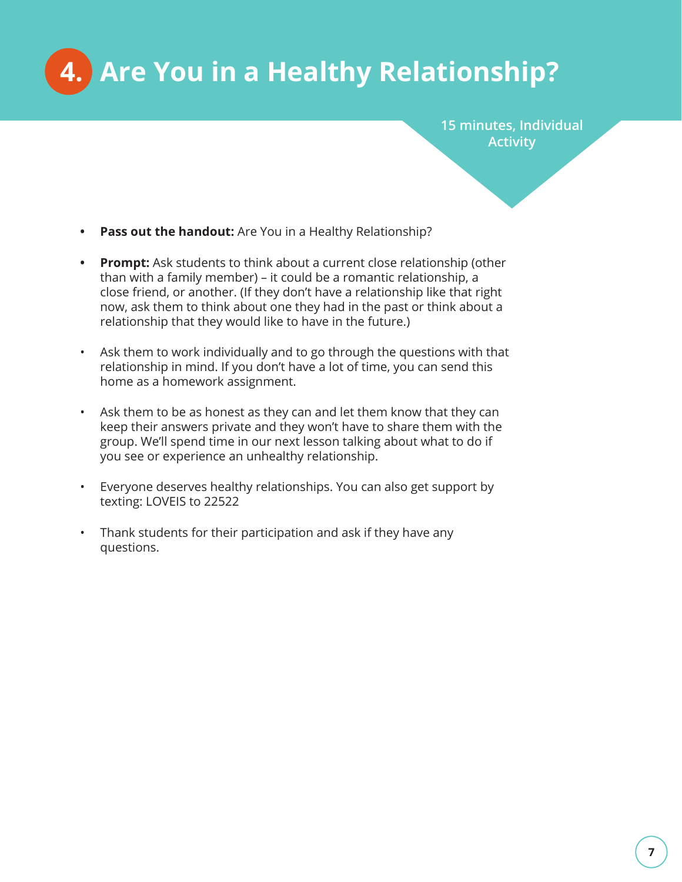# 4. Are You in a Healthy Relationship?

15 minutes, Individual Activity

- **Pass out the handout:** Are You in a Healthy Relationship?
- **Prompt:** Ask students to think about a current close relationship (other than with a family member) – it could be a romantic relationship, a close friend, or another. (If they don't have a relationship like that right now, ask them to think about one they had in the past or think about a relationship that they would like to have in the future.)
- Ask them to work individually and to go through the questions with that relationship in mind. If you don't have a lot of time, you can send this home as a homework assignment.
- Ask them to be as honest as they can and let them know that they can keep their answers private and they won't have to share them with the group. We'll spend time in our next lesson talking about what to do if you see or experience an unhealthy relationship.
- Everyone deserves healthy relationships. You can also get support by texting: LOVEIS to 22522
- Thank students for their participation and ask if they have any questions.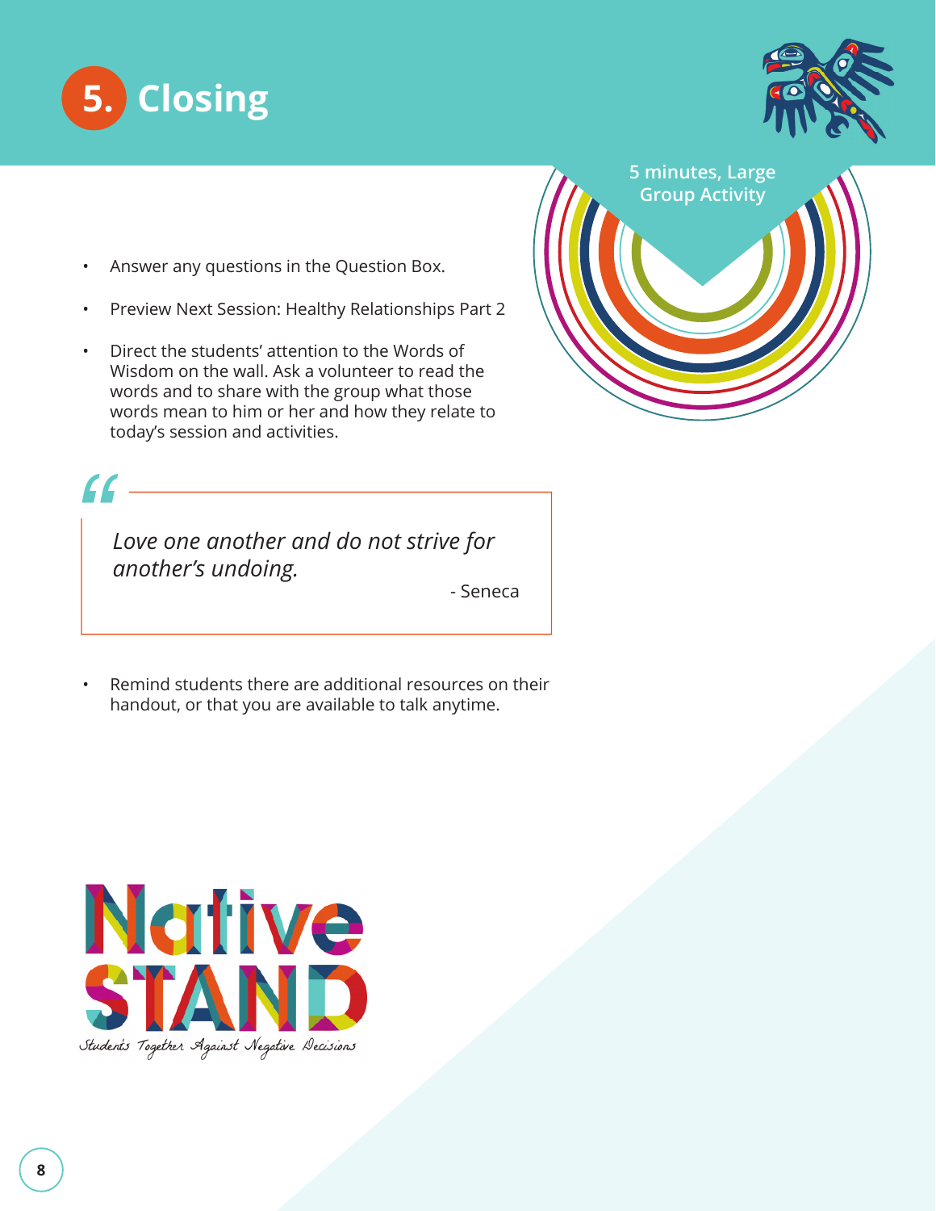# 5. Closing

5 minutes, Large Group Activity

- Answer any questions in the Question Box.
- Preview Next Session: Healthy Relationships Part 2
- Direct the students' attention to the Words of Wisdom on the wall. Ask a volunteer to read the words and to share with the group what those words mean to him or her and how they relate to today's session and activities.

> *Love one another and do not strive for another's undoing.*
>
> - Seneca

- Remind students there are additional resources on their handout, or that you are available to talk anytime.

Native STAND

Students Together Against Negative Decisions